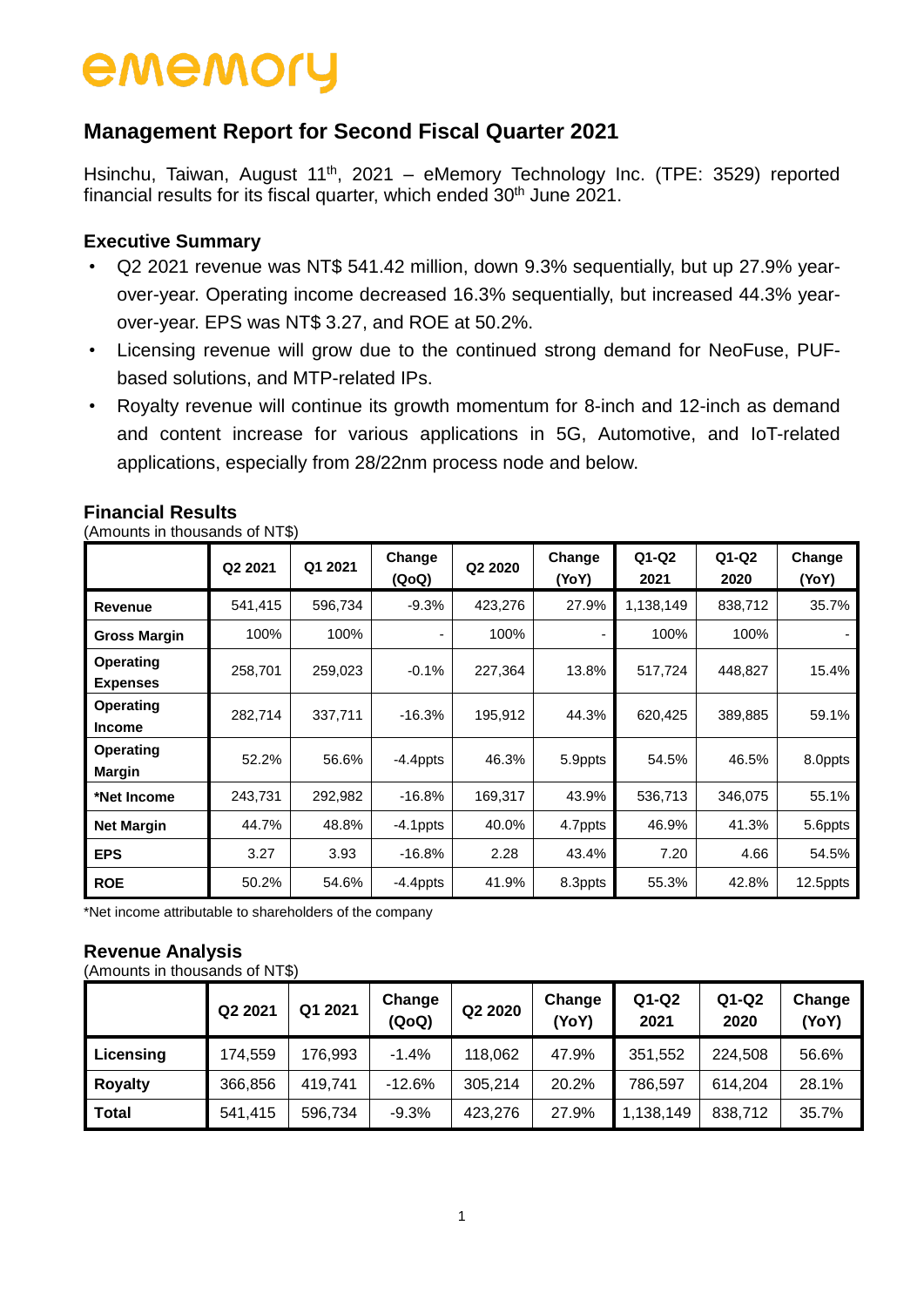ememory

# Management Report for Second Fiscal Quarter 2021

Hsinchu, Taiwan, August 11th, 2021 – eMemory Technology Inc. (TPE: 3529) reported financial results for its fiscal quarter, which ended 30th June 2021.

## Executive Summary

- Q2 2021 revenue was NT$ 541.42 million, down 9.3% sequentially, but up 27.9% year-over-year. Operating income decreased 16.3% sequentially, but increased 44.3% year-over-year. EPS was NT$ 3.27, and ROE at 50.2%.
- Licensing revenue will grow due to the continued strong demand for NeoFuse, PUF-based solutions, and MTP-related IPs.
- Royalty revenue will continue its growth momentum for 8-inch and 12-inch as demand and content increase for various applications in 5G, Automotive, and IoT-related applications, especially from 28/22nm process node and below.

## Financial Results

(Amounts in thousands of NT$)

| | Q2 2021 | Q1 2021 | Change (QoQ) | Q2 2020 | Change (YoY) | Q1-Q2 2021 | Q1-Q2 2020 | Change (YoY) |
|---|---|---|---|---|---|---|---|---|
| **Revenue** | 541,415 | 596,734 | -9.3% | 423,276 | 27.9% | 1,138,149 | 838,712 | 35.7% |
| **Gross Margin** | 100% | 100% | - | 100% | - | 100% | 100% | - |
| **Operating Expenses** | 258,701 | 259,023 | -0.1% | 227,364 | 13.8% | 517,724 | 448,827 | 15.4% |
| **Operating Income** | 282,714 | 337,711 | -16.3% | 195,912 | 44.3% | 620,425 | 389,885 | 59.1% |
| **Operating Margin** | 52.2% | 56.6% | -4.4ppts | 46.3% | 5.9ppts | 54.5% | 46.5% | 8.0ppts |
| ***Net Income** | 243,731 | 292,982 | -16.8% | 169,317 | 43.9% | 536,713 | 346,075 | 55.1% |
| **Net Margin** | 44.7% | 48.8% | -4.1ppts | 40.0% | 4.7ppts | 46.9% | 41.3% | 5.6ppts |
| **EPS** | 3.27 | 3.93 | -16.8% | 2.28 | 43.4% | 7.20 | 4.66 | 54.5% |
| **ROE** | 50.2% | 54.6% | -4.4ppts | 41.9% | 8.3ppts | 55.3% | 42.8% | 12.5ppts |

*Net income attributable to shareholders of the company

## Revenue Analysis

(Amounts in thousands of NT$)

| | Q2 2021 | Q1 2021 | Change (QoQ) | Q2 2020 | Change (YoY) | Q1-Q2 2021 | Q1-Q2 2020 | Change (YoY) |
|---|---|---|---|---|---|---|---|---|
| **Licensing** | 174,559 | 176,993 | -1.4% | 118,062 | 47.9% | 351,552 | 224,508 | 56.6% |
| **Royalty** | 366,856 | 419,741 | -12.6% | 305,214 | 20.2% | 786,597 | 614,204 | 28.1% |
| **Total** | 541,415 | 596,734 | -9.3% | 423,276 | 27.9% | 1,138,149 | 838,712 | 35.7% |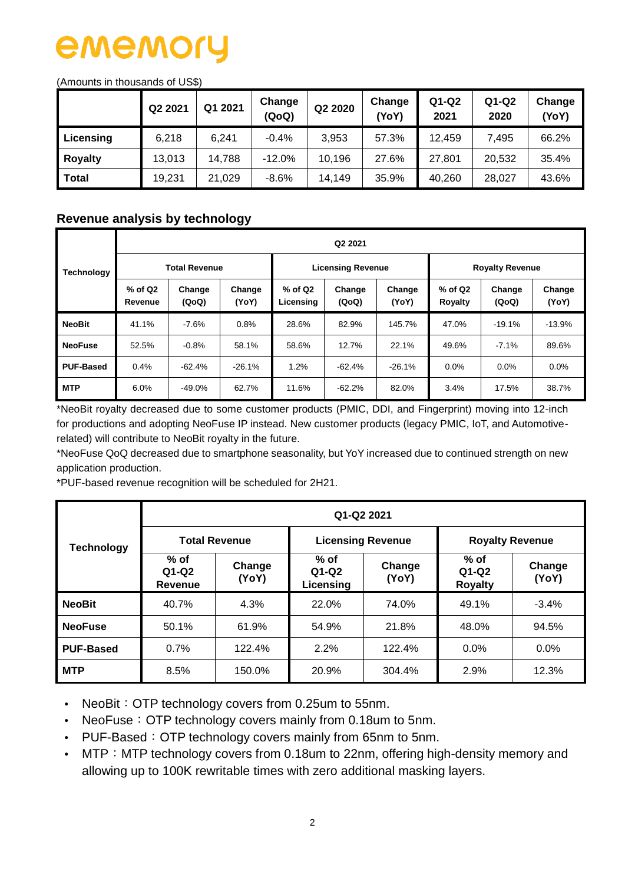# ememory

(Amounts in thousands of US$)

| | Q2 2021 | Q1 2021 | Change (QoQ) | Q2 2020 | Change (YoY) | Q1-Q2 2021 | Q1-Q2 2020 | Change (YoY) |
|---|---|---|---|---|---|---|---|---|
| **Licensing** | 6,218 | 6,241 | -0.4% | 3,953 | 57.3% | 12,459 | 7,495 | 66.2% |
| **Royalty** | 13,013 | 14,788 | -12.0% | 10,196 | 27.6% | 27,801 | 20,532 | 35.4% |
| **Total** | 19,231 | 21,029 | -8.6% | 14,149 | 35.9% | 40,260 | 28,027 | 43.6% |

## Revenue analysis by technology

| Technology | Q2 2021 | | | | | | | | |
|---|---|---|---|---|---|---|---|---|---|
| | Total Revenue | | | Licensing Revenue | | | Royalty Revenue | | |
| | % of Q2 Revenue | Change (QoQ) | Change (YoY) | % of Q2 Licensing | Change (QoQ) | Change (YoY) | % of Q2 Royalty | Change (QoQ) | Change (YoY) |
| **NeoBit** | 41.1% | -7.6% | 0.8% | 28.6% | 82.9% | 145.7% | 47.0% | -19.1% | -13.9% |
| **NeoFuse** | 52.5% | -0.8% | 58.1% | 58.6% | 12.7% | 22.1% | 49.6% | -7.1% | 89.6% |
| **PUF-Based** | 0.4% | -62.4% | -26.1% | 1.2% | -62.4% | -26.1% | 0.0% | 0.0% | 0.0% |
| **MTP** | 6.0% | -49.0% | 62.7% | 11.6% | -62.2% | 82.0% | 3.4% | 17.5% | 38.7% |

*NeoBit royalty decreased due to some customer products (PMIC, DDI, and Fingerprint) moving into 12-inch for productions and adopting NeoFuse IP instead. New customer products (legacy PMIC, IoT, and Automotive-related) will contribute to NeoBit royalty in the future.

*NeoFuse QoQ decreased due to smartphone seasonality, but YoY increased due to continued strength on new application production.

*PUF-based revenue recognition will be scheduled for 2H21.

| Technology | Q1-Q2 2021 | | | | | |
|---|---|---|---|---|---|---|
| | Total Revenue | | Licensing Revenue | | Royalty Revenue | |
| | % of Q1-Q2 Revenue | Change (YoY) | % of Q1-Q2 Licensing | Change (YoY) | % of Q1-Q2 Royalty | Change (YoY) |
| **NeoBit** | 40.7% | 4.3% | 22.0% | 74.0% | 49.1% | -3.4% |
| **NeoFuse** | 50.1% | 61.9% | 54.9% | 21.8% | 48.0% | 94.5% |
| **PUF-Based** | 0.7% | 122.4% | 2.2% | 122.4% | 0.0% | 0.0% |
| **MTP** | 8.5% | 150.0% | 20.9% | 304.4% | 2.9% | 12.3% |

- NeoBit：OTP technology covers from 0.25um to 55nm.
- NeoFuse：OTP technology covers mainly from 0.18um to 5nm.
- PUF-Based：OTP technology covers mainly from 65nm to 5nm.
- MTP：MTP technology covers from 0.18um to 22nm, offering high-density memory and allowing up to 100K rewritable times with zero additional masking layers.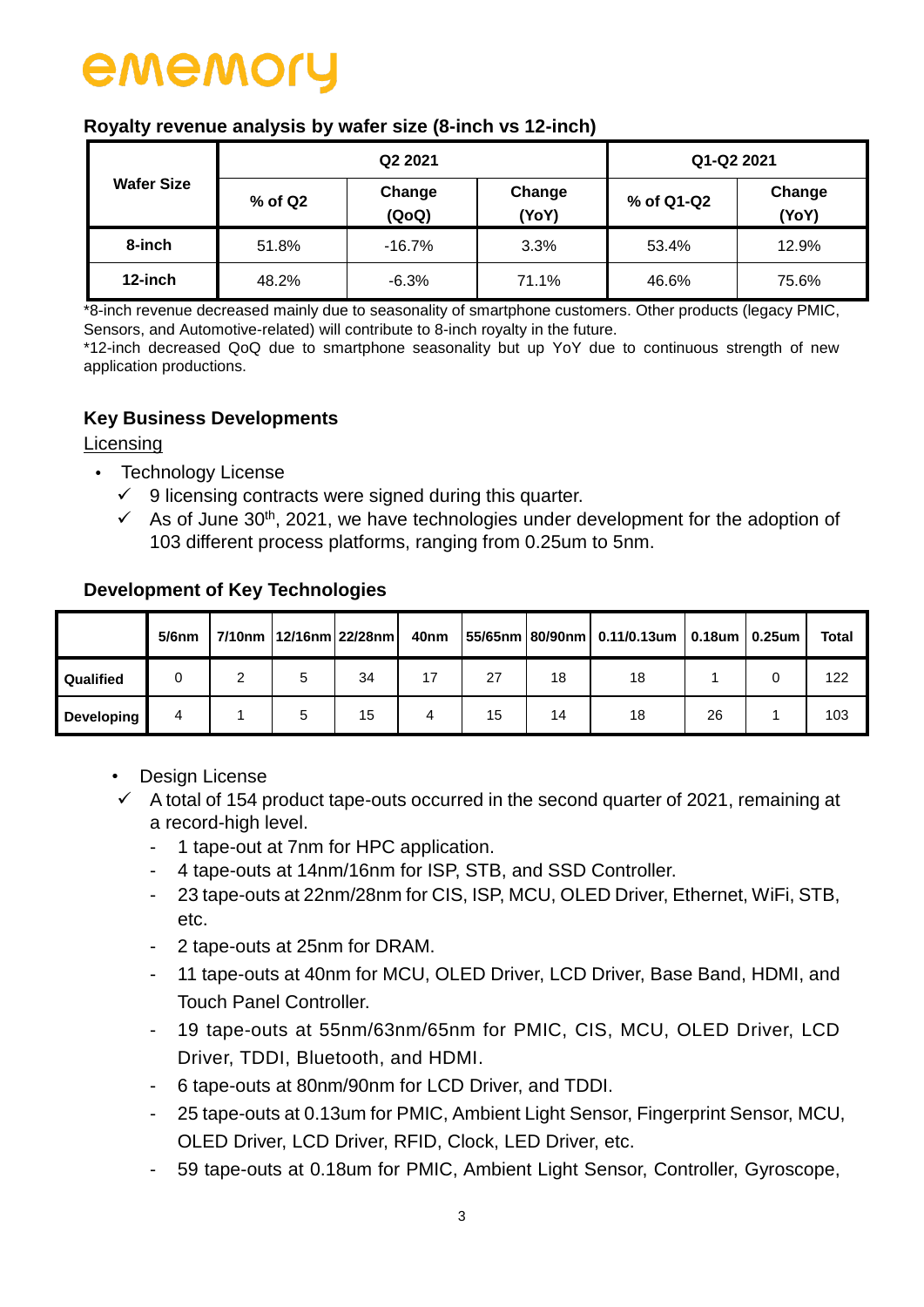### Royalty revenue analysis by wafer size (8-inch vs 12-inch)

| Wafer Size | Q2 2021 | | | Q1-Q2 2021 | |
|---|---|---|---|---|---|
| | % of Q2 | Change (QoQ) | Change (YoY) | % of Q1-Q2 | Change (YoY) |
| 8-inch | 51.8% | -16.7% | 3.3% | 53.4% | 12.9% |
| 12-inch | 48.2% | -6.3% | 71.1% | 46.6% | 75.6% |

*8-inch revenue decreased mainly due to seasonality of smartphone customers. Other products (legacy PMIC, Sensors, and Automotive-related) will contribute to 8-inch royalty in the future.
*12-inch decreased QoQ due to smartphone seasonality but up YoY due to continuous strength of new application productions.

### Key Business Developments

Licensing

- Technology License
  - ✓ 9 licensing contracts were signed during this quarter.
  - ✓ As of June 30th, 2021, we have technologies under development for the adoption of 103 different process platforms, ranging from 0.25um to 5nm.

### Development of Key Technologies

| | 5/6nm | 7/10nm | 12/16nm | 22/28nm | 40nm | 55/65nm | 80/90nm | 0.11/0.13um | 0.18um | 0.25um | Total |
|---|---|---|---|---|---|---|---|---|---|---|---|
| Qualified | 0 | 2 | 5 | 34 | 17 | 27 | 18 | 18 | 1 | 0 | 122 |
| Developing | 4 | 1 | 5 | 15 | 4 | 15 | 14 | 18 | 26 | 1 | 103 |

- Design License
  - ✓ A total of 154 product tape-outs occurred in the second quarter of 2021, remaining at a record-high level.
    - 1 tape-out at 7nm for HPC application.
    - 4 tape-outs at 14nm/16nm for ISP, STB, and SSD Controller.
    - 23 tape-outs at 22nm/28nm for CIS, ISP, MCU, OLED Driver, Ethernet, WiFi, STB, etc.
    - 2 tape-outs at 25nm for DRAM.
    - 11 tape-outs at 40nm for MCU, OLED Driver, LCD Driver, Base Band, HDMI, and Touch Panel Controller.
    - 19 tape-outs at 55nm/63nm/65nm for PMIC, CIS, MCU, OLED Driver, LCD Driver, TDDI, Bluetooth, and HDMI.
    - 6 tape-outs at 80nm/90nm for LCD Driver, and TDDI.
    - 25 tape-outs at 0.13um for PMIC, Ambient Light Sensor, Fingerprint Sensor, MCU, OLED Driver, LCD Driver, RFID, Clock, LED Driver, etc.
    - 59 tape-outs at 0.18um for PMIC, Ambient Light Sensor, Controller, Gyroscope,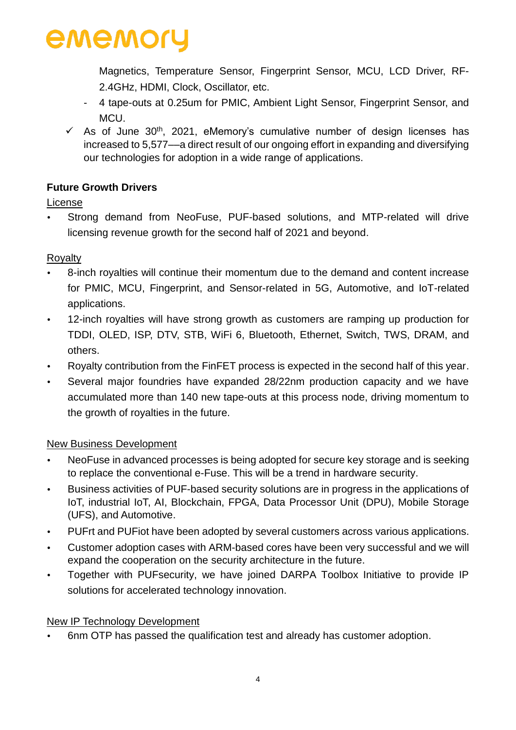Magnetics, Temperature Sensor, Fingerprint Sensor, MCU, LCD Driver, RF-2.4GHz, HDMI, Clock, Oscillator, etc.

- 4 tape-outs at 0.25um for PMIC, Ambient Light Sensor, Fingerprint Sensor, and MCU.

✓ As of June 30th, 2021, eMemory's cumulative number of design licenses has increased to 5,577—a direct result of our ongoing effort in expanding and diversifying our technologies for adoption in a wide range of applications.

**Future Growth Drivers**

License

- Strong demand from NeoFuse, PUF-based solutions, and MTP-related will drive licensing revenue growth for the second half of 2021 and beyond.

Royalty

- 8-inch royalties will continue their momentum due to the demand and content increase for PMIC, MCU, Fingerprint, and Sensor-related in 5G, Automotive, and IoT-related applications.
- 12-inch royalties will have strong growth as customers are ramping up production for TDDI, OLED, ISP, DTV, STB, WiFi 6, Bluetooth, Ethernet, Switch, TWS, DRAM, and others.
- Royalty contribution from the FinFET process is expected in the second half of this year.
- Several major foundries have expanded 28/22nm production capacity and we have accumulated more than 140 new tape-outs at this process node, driving momentum to the growth of royalties in the future.

New Business Development

- NeoFuse in advanced processes is being adopted for secure key storage and is seeking to replace the conventional e-Fuse. This will be a trend in hardware security.
- Business activities of PUF-based security solutions are in progress in the applications of IoT, industrial IoT, AI, Blockchain, FPGA, Data Processor Unit (DPU), Mobile Storage (UFS), and Automotive.
- PUFrt and PUFiot have been adopted by several customers across various applications.
- Customer adoption cases with ARM-based cores have been very successful and we will expand the cooperation on the security architecture in the future.
- Together with PUFsecurity, we have joined DARPA Toolbox Initiative to provide IP solutions for accelerated technology innovation.

New IP Technology Development

- 6nm OTP has passed the qualification test and already has customer adoption.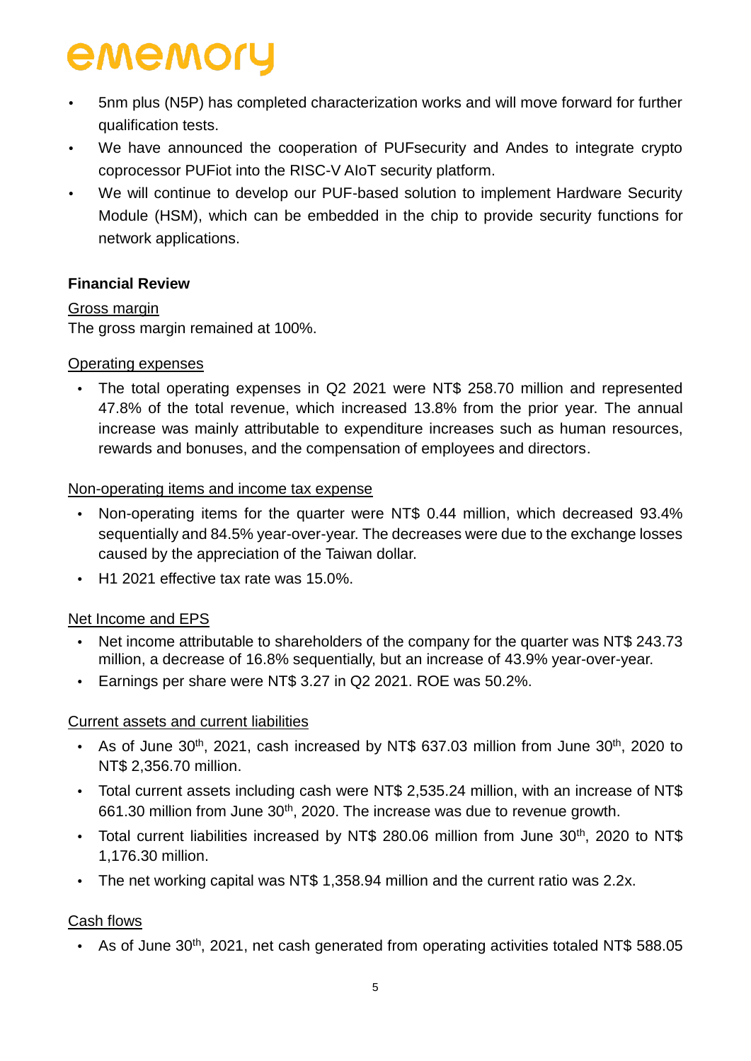- 5nm plus (N5P) has completed characterization works and will move forward for further qualification tests.
- We have announced the cooperation of PUFsecurity and Andes to integrate crypto coprocessor PUFiot into the RISC-V AIoT security platform.
- We will continue to develop our PUF-based solution to implement Hardware Security Module (HSM), which can be embedded in the chip to provide security functions for network applications.

**Financial Review**

Gross margin

The gross margin remained at 100%.

Operating expenses

- The total operating expenses in Q2 2021 were NT$ 258.70 million and represented 47.8% of the total revenue, which increased 13.8% from the prior year. The annual increase was mainly attributable to expenditure increases such as human resources, rewards and bonuses, and the compensation of employees and directors.

Non-operating items and income tax expense

- Non-operating items for the quarter were NT$ 0.44 million, which decreased 93.4% sequentially and 84.5% year-over-year. The decreases were due to the exchange losses caused by the appreciation of the Taiwan dollar.
- H1 2021 effective tax rate was 15.0%.

Net Income and EPS

- Net income attributable to shareholders of the company for the quarter was NT$ 243.73 million, a decrease of 16.8% sequentially, but an increase of 43.9% year-over-year.
- Earnings per share were NT$ 3.27 in Q2 2021. ROE was 50.2%.

Current assets and current liabilities

- As of June 30th, 2021, cash increased by NT$ 637.03 million from June 30th, 2020 to NT$ 2,356.70 million.
- Total current assets including cash were NT$ 2,535.24 million, with an increase of NT$ 661.30 million from June 30th, 2020. The increase was due to revenue growth.
- Total current liabilities increased by NT$ 280.06 million from June 30th, 2020 to NT$ 1,176.30 million.
- The net working capital was NT$ 1,358.94 million and the current ratio was 2.2x.

Cash flows

- As of June 30th, 2021, net cash generated from operating activities totaled NT$ 588.05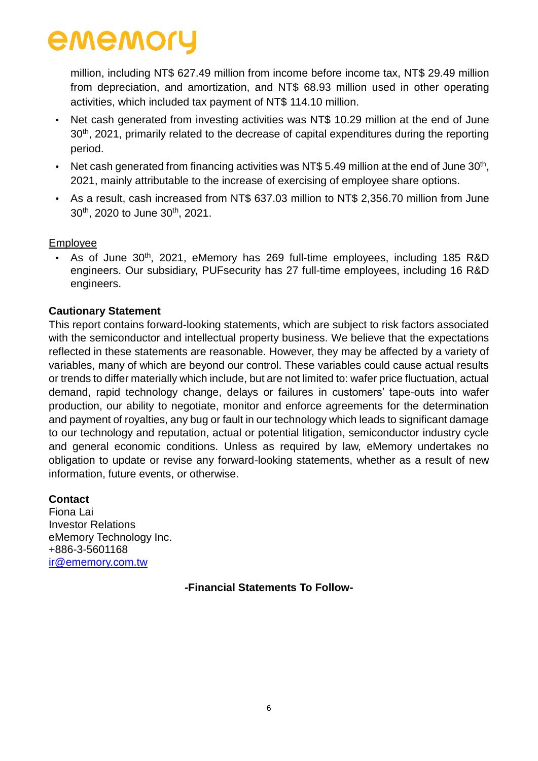million, including NT$ 627.49 million from income before income tax, NT$ 29.49 million from depreciation, and amortization, and NT$ 68.93 million used in other operating activities, which included tax payment of NT$ 114.10 million.

- Net cash generated from investing activities was NT$ 10.29 million at the end of June 30th, 2021, primarily related to the decrease of capital expenditures during the reporting period.
- Net cash generated from financing activities was NT$ 5.49 million at the end of June 30th, 2021, mainly attributable to the increase of exercising of employee share options.
- As a result, cash increased from NT$ 637.03 million to NT$ 2,356.70 million from June 30th, 2020 to June 30th, 2021.

Employee

- As of June 30th, 2021, eMemory has 269 full-time employees, including 185 R&D engineers. Our subsidiary, PUFsecurity has 27 full-time employees, including 16 R&D engineers.

**Cautionary Statement**

This report contains forward-looking statements, which are subject to risk factors associated with the semiconductor and intellectual property business. We believe that the expectations reflected in these statements are reasonable. However, they may be affected by a variety of variables, many of which are beyond our control. These variables could cause actual results or trends to differ materially which include, but are not limited to: wafer price fluctuation, actual demand, rapid technology change, delays or failures in customers' tape-outs into wafer production, our ability to negotiate, monitor and enforce agreements for the determination and payment of royalties, any bug or fault in our technology which leads to significant damage to our technology and reputation, actual or potential litigation, semiconductor industry cycle and general economic conditions. Unless as required by law, eMemory undertakes no obligation to update or revise any forward-looking statements, whether as a result of new information, future events, or otherwise.

**Contact**

Fiona Lai
Investor Relations
eMemory Technology Inc.
+886-3-5601168
ir@ememory.com.tw

**-Financial Statements To Follow-**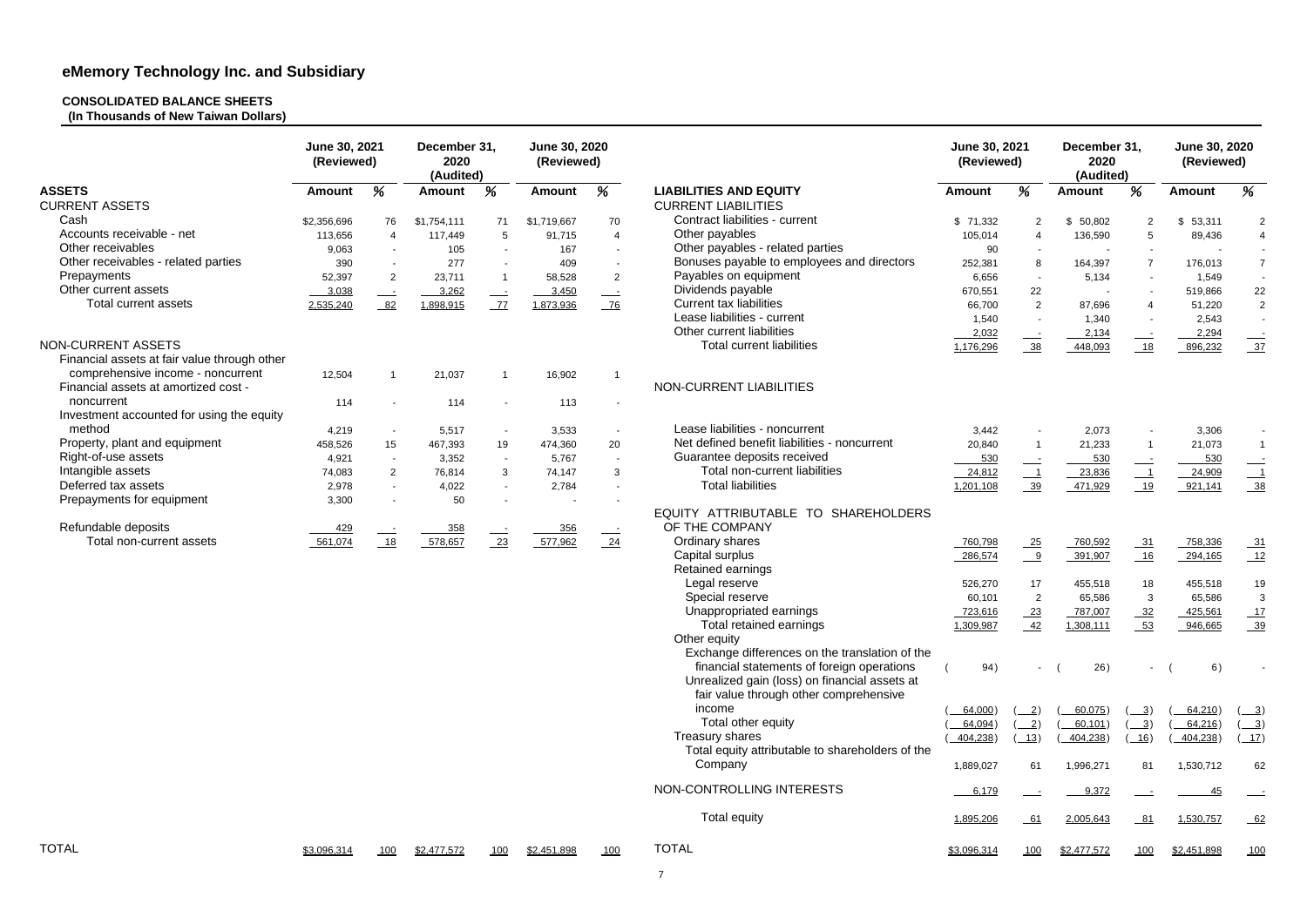# eMemory Technology Inc. and Subsidiary

**CONSOLIDATED BALANCE SHEETS**
**(In Thousands of New Taiwan Dollars)**

| ASSETS | June 30, 2021 (Reviewed) Amount | % | December 31, 2020 (Audited) Amount | % | June 30, 2020 (Reviewed) Amount | % |
|---|---|---|---|---|---|---|
| **CURRENT ASSETS** | | | | | | |
| Cash | $2,356,696 | 76 | $1,754,111 | 71 | $1,719,667 | 70 |
| Accounts receivable - net | 113,656 | 4 | 117,449 | 5 | 91,715 | 4 |
| Other receivables | 9,063 | - | 105 | - | 167 | - |
| Other receivables - related parties | 390 | - | 277 | - | 409 | - |
| Prepayments | 52,397 | 2 | 23,711 | 1 | 58,528 | 2 |
| Other current assets | 3,038 | - | 3,262 | - | 3,450 | - |
| Total current assets | 2,535,240 | 82 | 1,898,915 | 77 | 1,873,936 | 76 |
| **NON-CURRENT ASSETS** | | | | | | |
| Financial assets at fair value through other comprehensive income - noncurrent | 12,504 | 1 | 21,037 | 1 | 16,902 | 1 |
| Financial assets at amortized cost - noncurrent | 114 | - | 114 | - | 113 | - |
| Investment accounted for using the equity method | 4,219 | - | 5,517 | - | 3,533 | - |
| Property, plant and equipment | 458,526 | 15 | 467,393 | 19 | 474,360 | 20 |
| Right-of-use assets | 4,921 | - | 3,352 | - | 5,767 | - |
| Intangible assets | 74,083 | 2 | 76,814 | 3 | 74,147 | 3 |
| Deferred tax assets | 2,978 | - | 4,022 | - | 2,784 | - |
| Prepayments for equipment | 3,300 | - | 50 | - | - | - |
| Refundable deposits | 429 | - | 358 | - | 356 | - |
| Total non-current assets | 561,074 | 18 | 578,657 | 23 | 577,962 | 24 |
| **TOTAL** | $3,096,314 | 100 | $2,477,572 | 100 | $2,451,898 | 100 |

| LIABILITIES AND EQUITY | June 30, 2021 (Reviewed) Amount | % | December 31, 2020 (Audited) Amount | % | June 30, 2020 (Reviewed) Amount | % |
|---|---|---|---|---|---|---|
| **CURRENT LIABILITIES** | | | | | | |
| Contract liabilities - current | $ 71,332 | 2 | $ 50,802 | 2 | $ 53,311 | 2 |
| Other payables | 105,014 | 4 | 136,590 | 5 | 89,436 | 4 |
| Other payables - related parties | 90 | - | - | - | - | - |
| Bonuses payable to employees and directors | 252,381 | 8 | 164,397 | 7 | 176,013 | 7 |
| Payables on equipment | 6,656 | - | 5,134 | - | 1,549 | - |
| Dividends payable | 670,551 | 22 | - | - | 519,866 | 22 |
| Current tax liabilities | 66,700 | 2 | 87,696 | 4 | 51,220 | 2 |
| Lease liabilities - current | 1,540 | - | 1,340 | - | 2,543 | - |
| Other current liabilities | 2,032 | - | 2,134 | - | 2,294 | - |
| Total current liabilities | 1,176,296 | 38 | 448,093 | 18 | 896,232 | 37 |
| **NON-CURRENT LIABILITIES** | | | | | | |
| Lease liabilities - noncurrent | 3,442 | - | 2,073 | - | 3,306 | - |
| Net defined benefit liabilities - noncurrent | 20,840 | 1 | 21,233 | 1 | 21,073 | 1 |
| Guarantee deposits received | 530 | - | 530 | - | 530 | - |
| Total non-current liabilities | 24,812 | 1 | 23,836 | 1 | 24,909 | 1 |
| Total liabilities | 1,201,108 | 39 | 471,929 | 19 | 921,141 | 38 |
| **EQUITY ATTRIBUTABLE TO SHAREHOLDERS OF THE COMPANY** | | | | | | |
| Ordinary shares | 760,798 | 25 | 760,592 | 31 | 758,336 | 31 |
| Capital surplus | 286,574 | 9 | 391,907 | 16 | 294,165 | 12 |
| Retained earnings | | | | | | |
| Legal reserve | 526,270 | 17 | 455,518 | 18 | 455,518 | 19 |
| Special reserve | 60,101 | 2 | 65,586 | 3 | 65,586 | 3 |
| Unappropriated earnings | 723,616 | 23 | 787,007 | 32 | 425,561 | 17 |
| Total retained earnings | 1,309,987 | 42 | 1,308,111 | 53 | 946,665 | 39 |
| Other equity | | | | | | |
| Exchange differences on the translation of the financial statements of foreign operations | ( 94) | - | ( 26) | - | ( 6) | - |
| Unrealized gain (loss) on financial assets at fair value through other comprehensive income | ( 64,000) | ( 2) | ( 60,075) | ( 3) | ( 64,210) | ( 3) |
| Total other equity | ( 64,094) | ( 2) | ( 60,101) | ( 3) | ( 64,216) | ( 3) |
| Treasury shares | ( 404,238) | ( 13) | ( 404,238) | ( 16) | ( 404,238) | ( 17) |
| Total equity attributable to shareholders of the Company | 1,889,027 | 61 | 1,996,271 | 81 | 1,530,712 | 62 |
| NON-CONTROLLING INTERESTS | 6,179 | - | 9,372 | - | 45 | - |
| Total equity | 1,895,206 | 61 | 2,005,643 | 81 | 1,530,757 | 62 |
| **TOTAL** | $3,096,314 | 100 | $2,477,572 | 100 | $2,451,898 | 100 |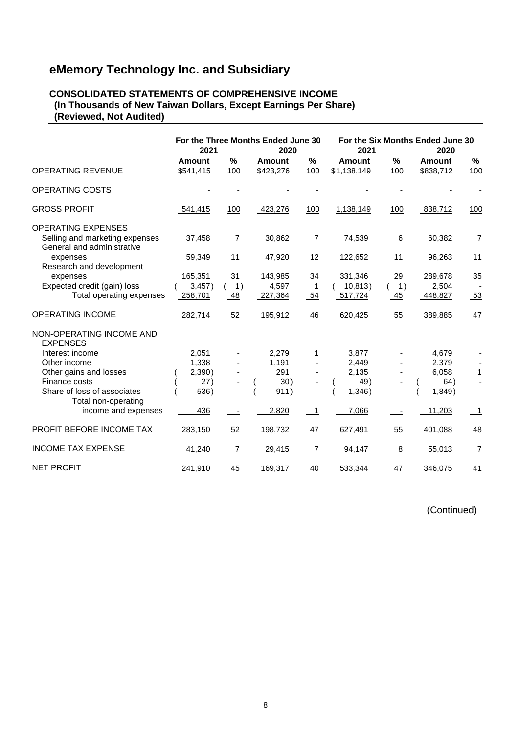# eMemory Technology Inc. and Subsidiary

## CONSOLIDATED STATEMENTS OF COMPREHENSIVE INCOME
**(In Thousands of New Taiwan Dollars, Except Earnings Per Share)**
**(Reviewed, Not Audited)**

| | For the Three Months Ended June 30 | | | | For the Six Months Ended June 30 | | | |
|---|---|---|---|---|---|---|---|---|
| | 2021 | | 2020 | | 2021 | | 2020 | |
| | Amount | % | Amount | % | Amount | % | Amount | % |
| OPERATING REVENUE | $541,415 | 100 | $423,276 | 100 | $1,138,149 | 100 | $838,712 | 100 |
| OPERATING COSTS | - | - | - | - | - | - | - | - |
| GROSS PROFIT | 541,415 | 100 | 423,276 | 100 | 1,138,149 | 100 | 838,712 | 100 |
| OPERATING EXPENSES | | | | | | | | |
| Selling and marketing expenses | 37,458 | 7 | 30,862 | 7 | 74,539 | 6 | 60,382 | 7 |
| General and administrative expenses | 59,349 | 11 | 47,920 | 12 | 122,652 | 11 | 96,263 | 11 |
| Research and development expenses | 165,351 | 31 | 143,985 | 34 | 331,346 | 29 | 289,678 | 35 |
| Expected credit (gain) loss | ( 3,457) | ( 1) | 4,597 | 1 | ( 10,813) | ( 1) | 2,504 | - |
| Total operating expenses | 258,701 | 48 | 227,364 | 54 | 517,724 | 45 | 448,827 | 53 |
| OPERATING INCOME | 282,714 | 52 | 195,912 | 46 | 620,425 | 55 | 389,885 | 47 |
| NON-OPERATING INCOME AND EXPENSES | | | | | | | | |
| Interest income | 2,051 | - | 2,279 | 1 | 3,877 | - | 4,679 | - |
| Other income | 1,338 | - | 1,191 | - | 2,449 | - | 2,379 | - |
| Other gains and losses | ( 2,390) | - | 291 | - | 2,135 | - | 6,058 | 1 |
| Finance costs | ( 27) | - | ( 30) | - | ( 49) | - | ( 64) | - |
| Share of loss of associates | ( 536) | - | ( 911) | - | ( 1,346) | - | ( 1,849) | - |
| Total non-operating income and expenses | 436 | - | 2,820 | 1 | 7,066 | - | 11,203 | 1 |
| PROFIT BEFORE INCOME TAX | 283,150 | 52 | 198,732 | 47 | 627,491 | 55 | 401,088 | 48 |
| INCOME TAX EXPENSE | 41,240 | 7 | 29,415 | 7 | 94,147 | 8 | 55,013 | 7 |
| NET PROFIT | 241,910 | 45 | 169,317 | 40 | 533,344 | 47 | 346,075 | 41 |

(Continued)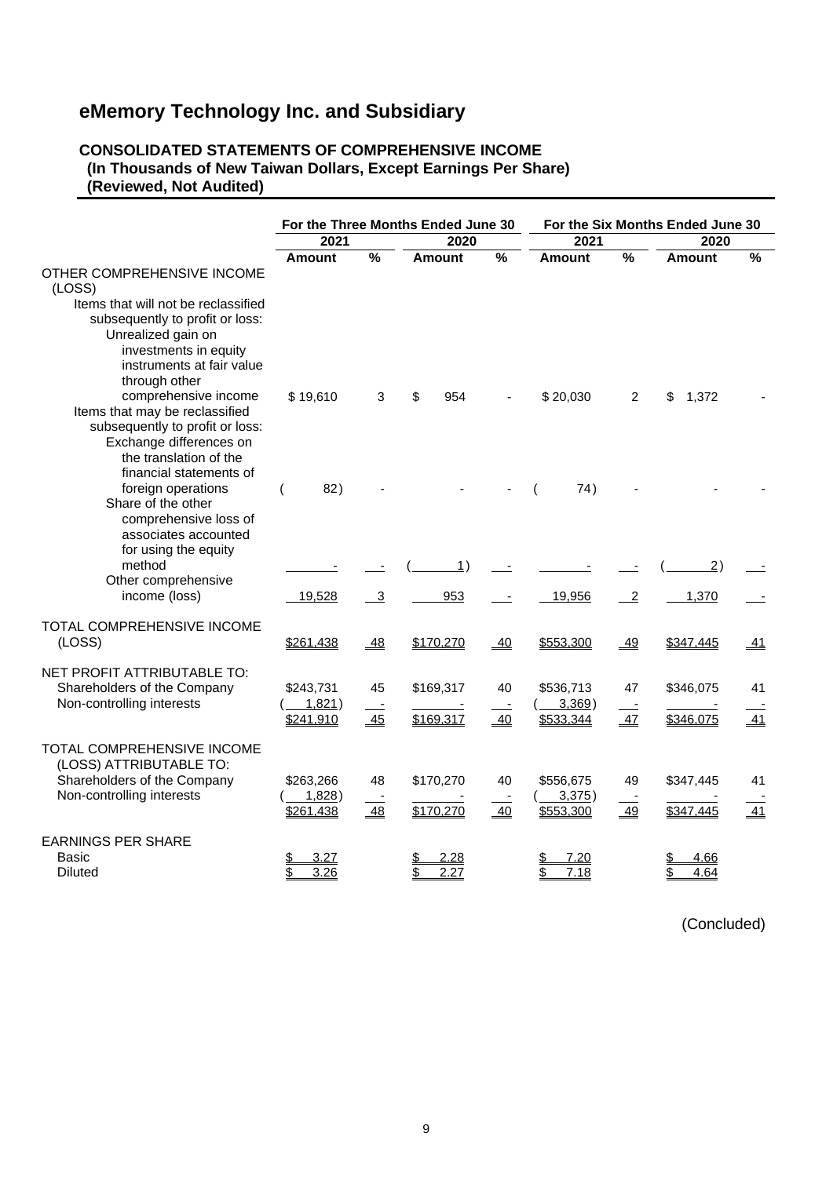# eMemory Technology Inc. and Subsidiary

## CONSOLIDATED STATEMENTS OF COMPREHENSIVE INCOME
**(In Thousands of New Taiwan Dollars, Except Earnings Per Share)**
**(Reviewed, Not Audited)**

| | For the Three Months Ended June 30 | | | | For the Six Months Ended June 30 | | | |
|---|---|---|---|---|---|---|---|---|
| | 2021 | | 2020 | | 2021 | | 2020 | |
| | Amount | % | Amount | % | Amount | % | Amount | % |
| OTHER COMPREHENSIVE INCOME (LOSS) | | | | | | | | |
| Items that will not be reclassified subsequently to profit or loss: | | | | | | | | |
| Unrealized gain on investments in equity instruments at fair value through other comprehensive income | $ 19,610 | 3 | $ 954 | - | $ 20,030 | 2 | $ 1,372 | - |
| Items that may be reclassified subsequently to profit or loss: | | | | | | | | |
| Exchange differences on the translation of the financial statements of foreign operations | ( 82) | - | - | - | ( 74) | - | - | - |
| Share of the other comprehensive loss of associates accounted for using the equity method | - | - | ( 1) | - | - | - | ( 2) | - |
| Other comprehensive income (loss) | 19,528 | 3 | 953 | - | 19,956 | 2 | 1,370 | - |
| TOTAL COMPREHENSIVE INCOME (LOSS) | $261,438 | 48 | $170,270 | 40 | $553,300 | 49 | $347,445 | 41 |
| NET PROFIT ATTRIBUTABLE TO: | | | | | | | | |
| Shareholders of the Company | $243,731 | 45 | $169,317 | 40 | $536,713 | 47 | $346,075 | 41 |
| Non-controlling interests | ( 1,821) | - | - | - | ( 3,369) | - | - | - |
| | $241,910 | 45 | $169,317 | 40 | $533,344 | 47 | $346,075 | 41 |
| TOTAL COMPREHENSIVE INCOME (LOSS) ATTRIBUTABLE TO: | | | | | | | | |
| Shareholders of the Company | $263,266 | 48 | $170,270 | 40 | $556,675 | 49 | $347,445 | 41 |
| Non-controlling interests | ( 1,828) | - | - | - | ( 3,375) | - | - | - |
| | $261,438 | 48 | $170,270 | 40 | $553,300 | 49 | $347,445 | 41 |
| EARNINGS PER SHARE | | | | | | | | |
| Basic | $ 3.27 | | $ 2.28 | | $ 7.20 | | $ 4.66 | |
| Diluted | $ 3.26 | | $ 2.27 | | $ 7.18 | | $ 4.64 | |

(Concluded)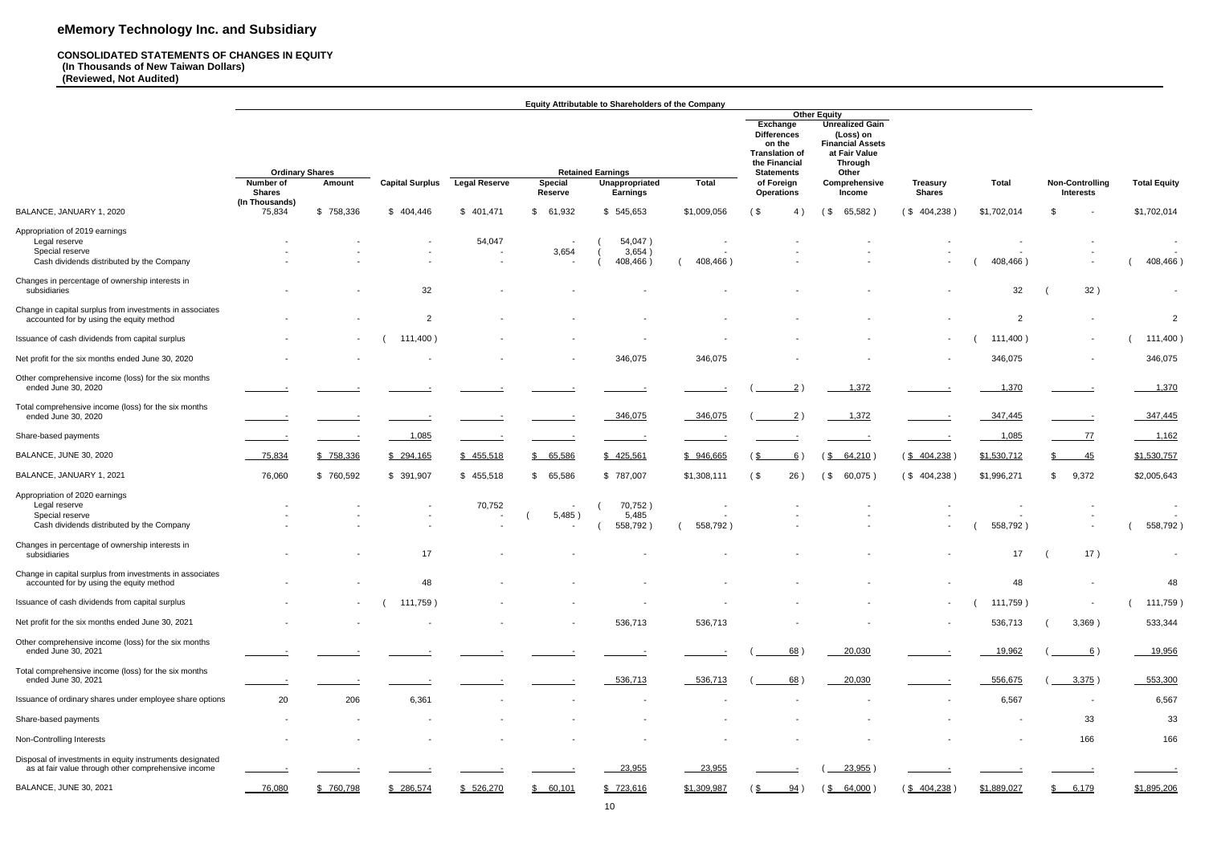# eMemory Technology Inc. and Subsidiary

**CONSOLIDATED STATEMENTS OF CHANGES IN EQUITY**
**(In Thousands of New Taiwan Dollars)**
**(Reviewed, Not Audited)**

| | Equity Attributable to Shareholders of the Company | | | | | | | | | | | | | |
|---|---|---|---|---|---|---|---|---|---|---|---|---|---|---|
| | Ordinary Shares | | | Retained Earnings | | | | Other Equity | | | | | | |
| | Number of Shares (In Thousands) | Amount | Capital Surplus | Legal Reserve | Special Reserve | Unappropriated Earnings | Total | Exchange Differences on the Translation of the Financial Statements of Foreign Operations | Unrealized Gain (Loss) on Financial Assets at Fair Value Through Other Comprehensive Income | Treasury Shares | Total | Non-Controlling Interests | Total Equity |
| BALANCE, JANUARY 1, 2020 | 75,834 | $ 758,336 | $ 404,446 | $ 401,471 | $ 61,932 | $ 545,653 | $1,009,056 | ($ 4) | ($ 65,582) | ($ 404,238) | $1,702,014 | $ - | $1,702,014 |
| Appropriation of 2019 earnings | | | | | | | | | | | | | |
| Legal reserve | - | - | - | 54,047 | - | (54,047) | - | - | - | - | - | - | - |
| Special reserve | - | - | - | - | 3,654 | (3,654) | - | - | - | - | - | - | - |
| Cash dividends distributed by the Company | - | - | - | - | - | (408,466) | (408,466) | - | - | - | (408,466) | - | (408,466) |
| Changes in percentage of ownership interests in subsidiaries | - | - | 32 | - | - | - | - | - | - | - | 32 | (32) | - |
| Change in capital surplus from investments in associates accounted for by using the equity method | - | - | 2 | - | - | - | - | - | - | - | 2 | - | 2 |
| Issuance of cash dividends from capital surplus | - | - | (111,400) | - | - | - | - | - | - | - | (111,400) | - | (111,400) |
| Net profit for the six months ended June 30, 2020 | - | - | - | - | - | 346,075 | 346,075 | - | - | - | 346,075 | - | 346,075 |
| Other comprehensive income (loss) for the six months ended June 30, 2020 | - | - | - | - | - | - | - | (2) | 1,372 | - | 1,370 | - | 1,370 |
| Total comprehensive income (loss) for the six months ended June 30, 2020 | - | - | - | - | - | 346,075 | 346,075 | (2) | 1,372 | - | 347,445 | - | 347,445 |
| Share-based payments | - | - | 1,085 | - | - | - | - | - | - | - | 1,085 | 77 | 1,162 |
| BALANCE, JUNE 30, 2020 | 75,834 | $ 758,336 | $ 294,165 | $ 455,518 | $ 65,586 | $ 425,561 | $ 946,665 | ($ 6) | ($ 64,210) | ($ 404,238) | $1,530,712 | $ 45 | $1,530,757 |
| BALANCE, JANUARY 1, 2021 | 76,060 | $ 760,592 | $ 391,907 | $ 455,518 | $ 65,586 | $ 787,007 | $1,308,111 | ($ 26) | ($ 60,075) | ($ 404,238) | $1,996,271 | $ 9,372 | $2,005,643 |
| Appropriation of 2020 earnings | | | | | | | | | | | | | |
| Legal reserve | - | - | - | 70,752 | - | (70,752) | - | - | - | - | - | - | - |
| Special reserve | - | - | - | - | (5,485) | 5,485 | - | - | - | - | - | - | - |
| Cash dividends distributed by the Company | - | - | - | - | - | (558,792) | (558,792) | - | - | - | (558,792) | - | (558,792) |
| Changes in percentage of ownership interests in subsidiaries | - | - | 17 | - | - | - | - | - | - | - | 17 | (17) | - |
| Change in capital surplus from investments in associates accounted for by using the equity method | - | - | 48 | - | - | - | - | - | - | - | 48 | - | 48 |
| Issuance of cash dividends from capital surplus | - | - | (111,759) | - | - | - | - | - | - | - | (111,759) | - | (111,759) |
| Net profit for the six months ended June 30, 2021 | - | - | - | - | - | 536,713 | 536,713 | - | - | - | 536,713 | (3,369) | 533,344 |
| Other comprehensive income (loss) for the six months ended June 30, 2021 | - | - | - | - | - | - | - | (68) | 20,030 | - | 19,962 | (6) | 19,956 |
| Total comprehensive income (loss) for the six months ended June 30, 2021 | - | - | - | - | - | 536,713 | 536,713 | (68) | 20,030 | - | 556,675 | (3,375) | 553,300 |
| Issuance of ordinary shares under employee share options | 20 | 206 | 6,361 | - | - | - | - | - | - | - | 6,567 | - | 6,567 |
| Share-based payments | - | - | - | - | - | - | - | - | - | - | - | 33 | 33 |
| Non-Controlling Interests | - | - | - | - | - | - | - | - | - | - | - | 166 | 166 |
| Disposal of investments in equity instruments designated as at fair value through other comprehensive income | - | - | - | - | - | 23,955 | 23,955 | - | (23,955) | - | - | - | - |
| BALANCE, JUNE 30, 2021 | 76,080 | $ 760,798 | $ 286,574 | $ 526,270 | $ 60,101 | $ 723,616 | $1,309,987 | ($ 94) | ($ 64,000) | ($ 404,238) | $1,889,027 | $ 6,179 | $1,895,206 |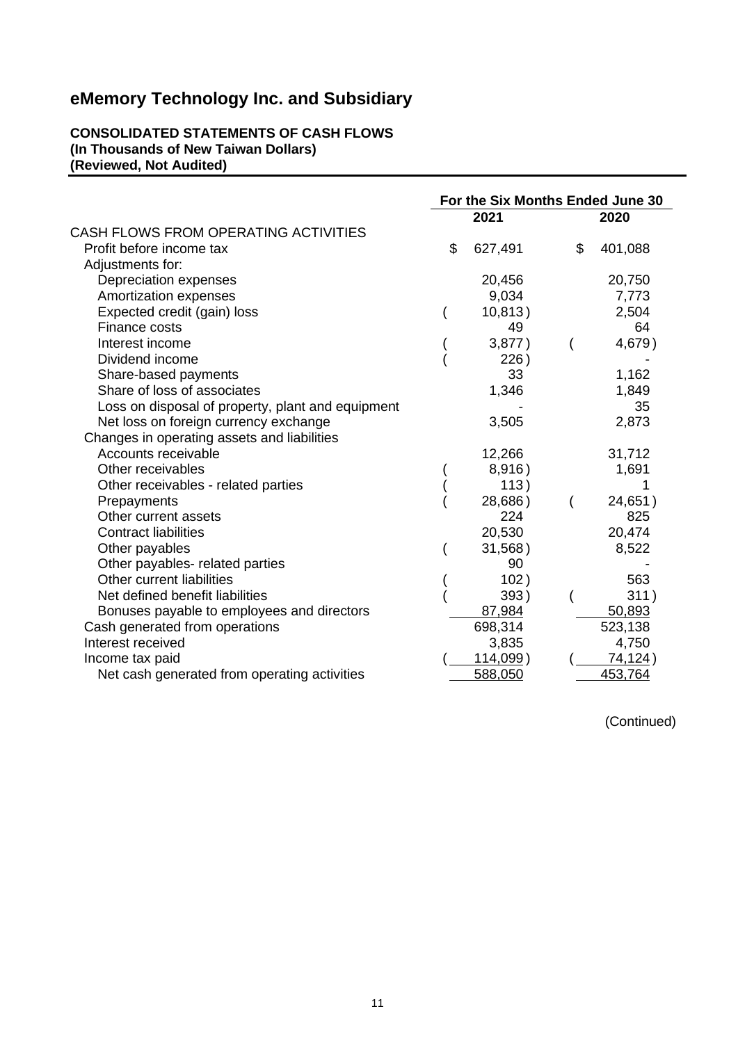# eMemory Technology Inc. and Subsidiary

**CONSOLIDATED STATEMENTS OF CASH FLOWS**
**(In Thousands of New Taiwan Dollars)**
**(Reviewed, Not Audited)**

| | For the Six Months Ended June 30 | |
|---|---|---|
| | 2021 | 2020 |
| CASH FLOWS FROM OPERATING ACTIVITIES | | |
| Profit before income tax | $ 627,491 | $ 401,088 |
| Adjustments for: | | |
| Depreciation expenses | 20,456 | 20,750 |
| Amortization expenses | 9,034 | 7,773 |
| Expected credit (gain) loss | ( 10,813 ) | 2,504 |
| Finance costs | 49 | 64 |
| Interest income | ( 3,877 ) | ( 4,679 ) |
| Dividend income | ( 226 ) | - |
| Share-based payments | 33 | 1,162 |
| Share of loss of associates | 1,346 | 1,849 |
| Loss on disposal of property, plant and equipment | - | 35 |
| Net loss on foreign currency exchange | 3,505 | 2,873 |
| Changes in operating assets and liabilities | | |
| Accounts receivable | 12,266 | 31,712 |
| Other receivables | ( 8,916 ) | 1,691 |
| Other receivables - related parties | ( 113 ) | 1 |
| Prepayments | ( 28,686 ) | ( 24,651 ) |
| Other current assets | 224 | 825 |
| Contract liabilities | 20,530 | 20,474 |
| Other payables | ( 31,568 ) | 8,522 |
| Other payables- related parties | 90 | - |
| Other current liabilities | ( 102 ) | 563 |
| Net defined benefit liabilities | ( 393 ) | ( 311 ) |
| Bonuses payable to employees and directors | 87,984 | 50,893 |
| Cash generated from operations | 698,314 | 523,138 |
| Interest received | 3,835 | 4,750 |
| Income tax paid | ( 114,099 ) | ( 74,124 ) |
| Net cash generated from operating activities | 588,050 | 453,764 |

(Continued)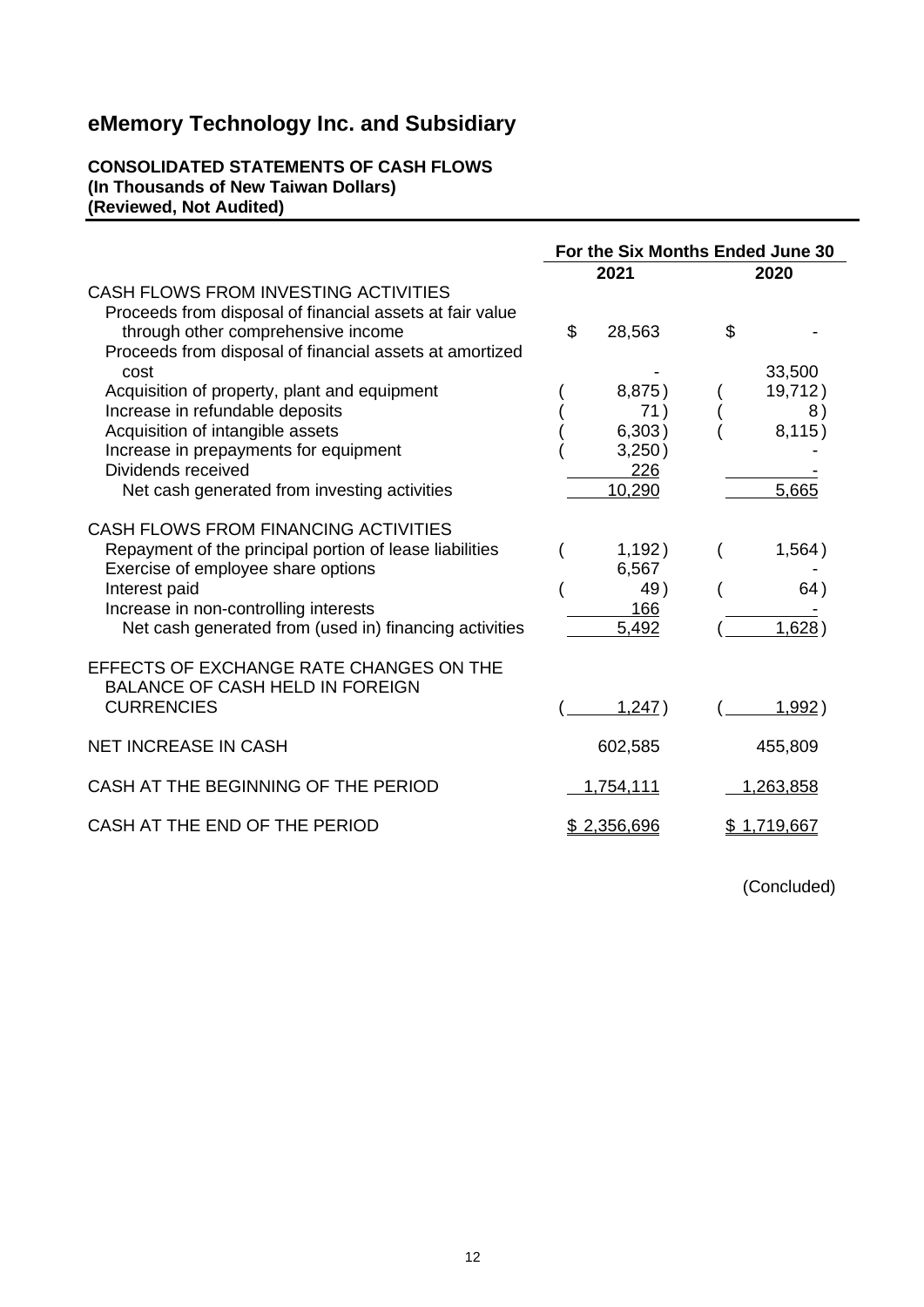# eMemory Technology Inc. and Subsidiary

**CONSOLIDATED STATEMENTS OF CASH FLOWS**
**(In Thousands of New Taiwan Dollars)**
**(Reviewed, Not Audited)**

| | For the Six Months Ended June 30 | |
|---|---|---|
| | 2021 | 2020 |
| CASH FLOWS FROM INVESTING ACTIVITIES | | |
| Proceeds from disposal of financial assets at fair value through other comprehensive income | $ 28,563 | $ - |
| Proceeds from disposal of financial assets at amortized cost | - | 33,500 |
| Acquisition of property, plant and equipment | ( 8,875) | ( 19,712) |
| Increase in refundable deposits | ( 71) | ( 8) |
| Acquisition of intangible assets | ( 6,303) | ( 8,115) |
| Increase in prepayments for equipment | ( 3,250) | - |
| Dividends received | 226 | - |
| Net cash generated from investing activities | 10,290 | 5,665 |
| CASH FLOWS FROM FINANCING ACTIVITIES | | |
| Repayment of the principal portion of lease liabilities | ( 1,192) | ( 1,564) |
| Exercise of employee share options | 6,567 | - |
| Interest paid | ( 49) | ( 64) |
| Increase in non-controlling interests | 166 | - |
| Net cash generated from (used in) financing activities | 5,492 | ( 1,628) |
| EFFECTS OF EXCHANGE RATE CHANGES ON THE BALANCE OF CASH HELD IN FOREIGN CURRENCIES | ( 1,247) | ( 1,992) |
| NET INCREASE IN CASH | 602,585 | 455,809 |
| CASH AT THE BEGINNING OF THE PERIOD | 1,754,111 | 1,263,858 |
| CASH AT THE END OF THE PERIOD | $ 2,356,696 | $ 1,719,667 |

(Concluded)